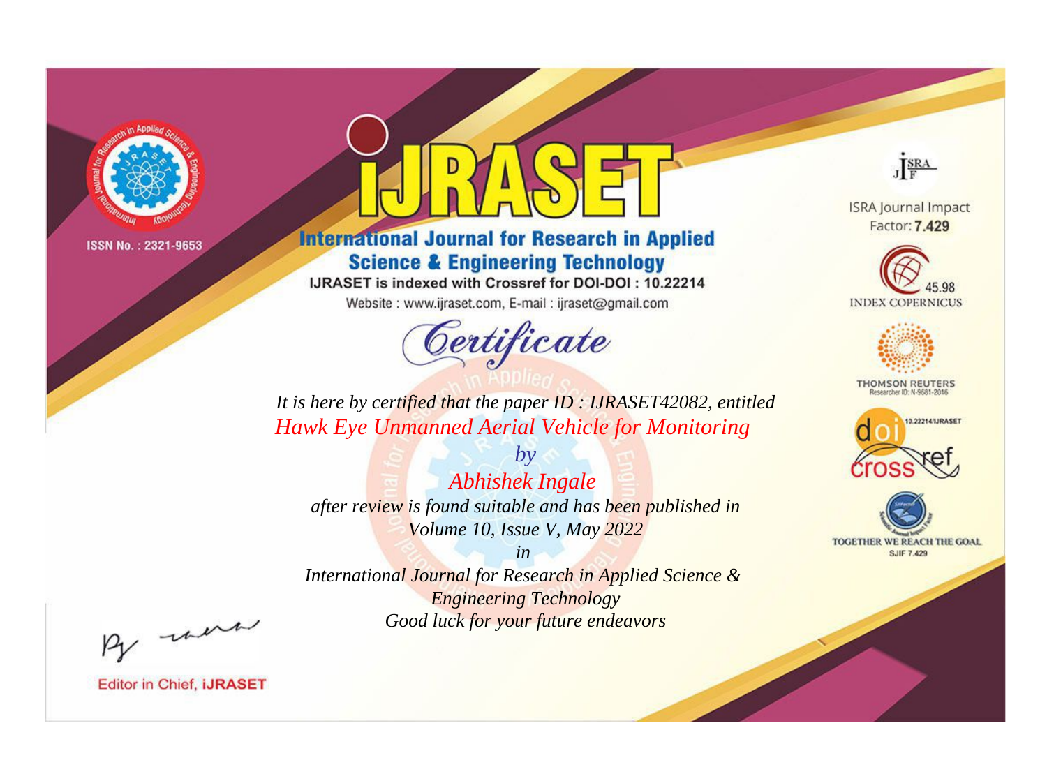ISSN No. : 2321-9653

# IJRASET

## International Journal for Research in Applied Science & Engineering Technology

IJRASET is indexed with Crossref for DOI-DOI : 10.22214

Website : www.ijraset.com, E-mail : ijraset@gmail.com

## Certificate

*It is here by certified that the paper ID : IJRASET42082, entitled*

*Hawk Eye Unmanned Aerial Vehicle for Monitoring*

*by*

*Abhishek Ingale*

*after review is found suitable and has been published in*

*Volume 10, Issue V, May 2022*

*in*

*International Journal for Research in Applied Science & Engineering Technology*

*Good luck for your future endeavors*

ISRA Journal Impact Factor: **7.429**

45.98 INDEX COPERNICUS

THOMSON REUTERS Researcher ID: N-9681-2016

10.22214/IJRASET

TOGETHER WE REACH THE GOAL SJIF 7.429

Editor in Chief, **iJRASET**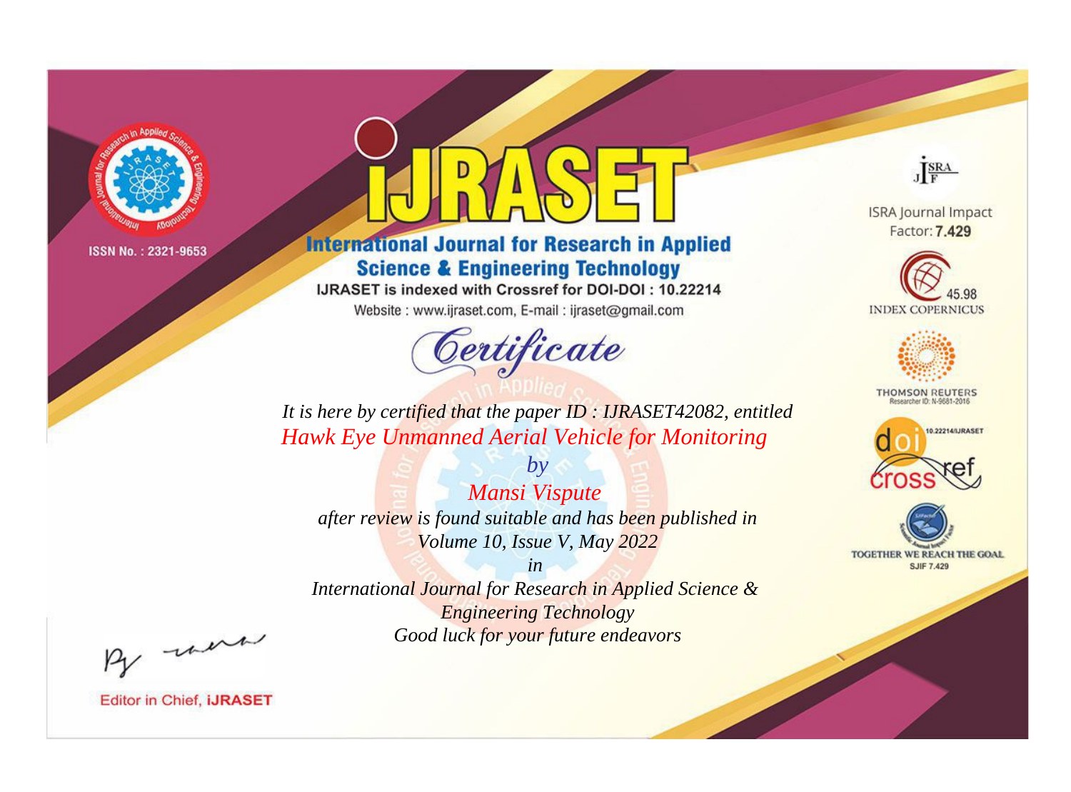ISSN No. : 2321-9653

# IJRASET

## International Journal for Research in Applied Science & Engineering Technology

IJRASET is indexed with Crossref for DOI-DOI : 10.22214

Website : www.ijraset.com, E-mail : ijraset@gmail.com

*Certificate*

*It is here by certified that the paper ID : IJRASET42082, entitled*

*Hawk Eye Unmanned Aerial Vehicle for Monitoring*

*by*

*Mansi Vispute*

*after review is found suitable and has been published in*

*Volume 10, Issue V, May 2022*

*in*

*International Journal for Research in Applied Science & Engineering Technology*

*Good luck for your future endeavors*

ISRA Journal Impact Factor: **7.429**

45.98 INDEX COPERNICUS

THOMSON REUTERS Researcher ID: N-9681-2016

10.22214/IJRASET

TOGETHER WE REACH THE GOAL SJIF 7.429

Editor in Chief, **iJRASET**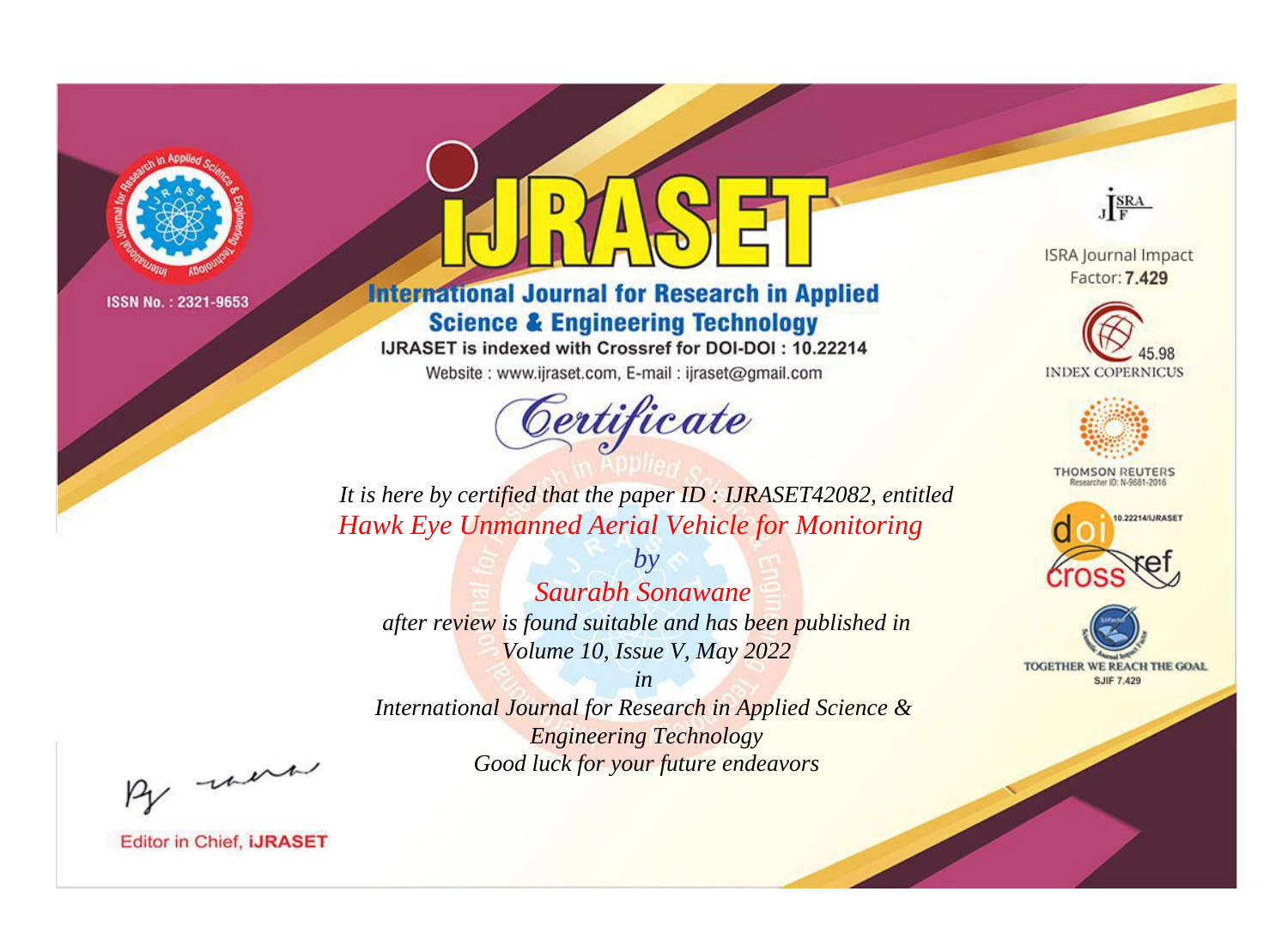ISSN No. : 2321-9653

# iJRASET

## International Journal for Research in Applied Science & Engineering Technology

IJRASET is indexed with Crossref for DOI-DOI : 10.22214

Website : www.ijraset.com, E-mail : ijraset@gmail.com

ISRA Journal Impact Factor: **7.429**

45.98 INDEX COPERNICUS

THOMSON REUTERS Researcher ID: N-9681-2016

10.22214/IJRASET

TOGETHER WE REACH THE GOAL SJIF 7.429

# *Certificate*

*It is here by certified that the paper ID : IJRASET42082, entitled*

*Hawk Eye Unmanned Aerial Vehicle for Monitoring*

*by*

*Saurabh Sonawane*

*after review is found suitable and has been published in*

*Volume 10, Issue V, May 2022*

*in*

*International Journal for Research in Applied Science & Engineering Technology*

*Good luck for your future endeavors*

Editor in Chief, **iJRASET**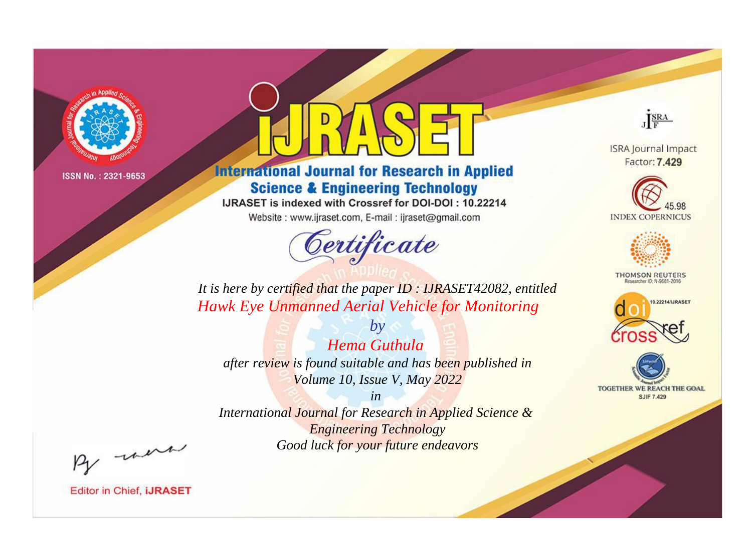ISSN No. : 2321-9653

# iJRASET

## International Journal for Research in Applied Science & Engineering Technology

IJRASET is indexed with Crossref for DOI-DOI : 10.22214

Website : www.ijraset.com, E-mail : ijraset@gmail.com

# Certificate

*It is here by certified that the paper ID : IJRASET42082, entitled*

*Hawk Eye Unmanned Aerial Vehicle for Monitoring*

*by*

*Hema Guthula*

*after review is found suitable and has been published in*

*Volume 10, Issue V, May 2022*

*in*

*International Journal for Research in Applied Science & Engineering Technology*

*Good luck for your future endeavors*

ISRA Journal Impact Factor: **7.429**

45.98 INDEX COPERNICUS

THOMSON REUTERS Researcher ID: N-9681-2016

10.22214/IJRASET

TOGETHER WE REACH THE GOAL SJIF 7.429

Editor in Chief, **iJRASET**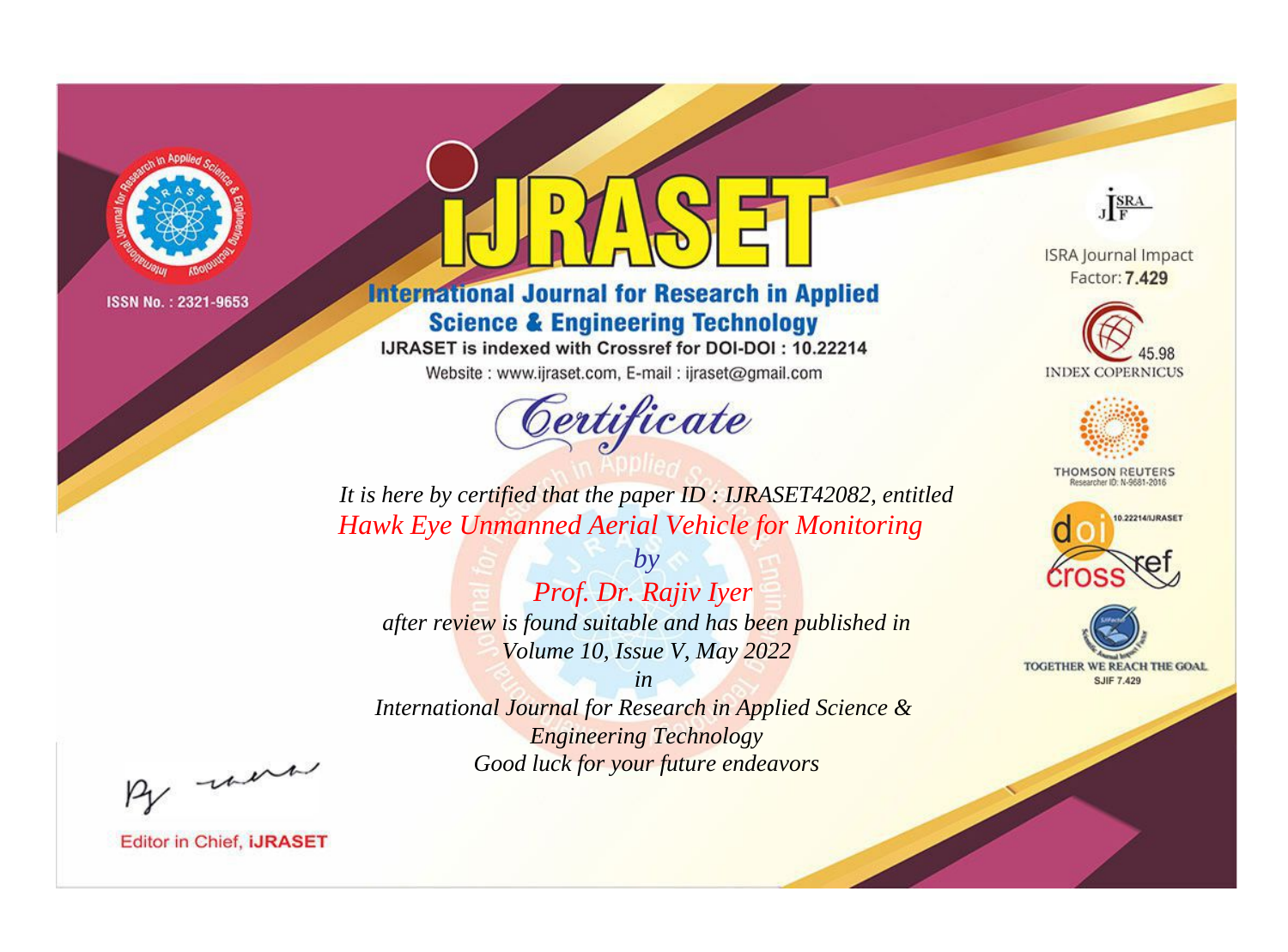ISSN No. : 2321-9653

# IJRASET

## International Journal for Research in Applied Science & Engineering Technology

IJRASET is indexed with Crossref for DOI-DOI : 10.22214

Website : www.ijraset.com, E-mail : ijraset@gmail.com

*Certificate*

*It is here by certified that the paper ID : IJRASET42082, entitled*

*Hawk Eye Unmanned Aerial Vehicle for Monitoring*

*by*

*Prof. Dr. Rajiv Iyer*

*after review is found suitable and has been published in*

*Volume 10, Issue V, May 2022*

*in*

*International Journal for Research in Applied Science & Engineering Technology*

*Good luck for your future endeavors*

ISRA Journal Impact Factor: **7.429**

45.98 INDEX COPERNICUS

THOMSON REUTERS Researcher ID: N-9681-2016

10.22214/IJRASET

TOGETHER WE REACH THE GOAL SJIF 7.429

Editor in Chief, **iJRASET**